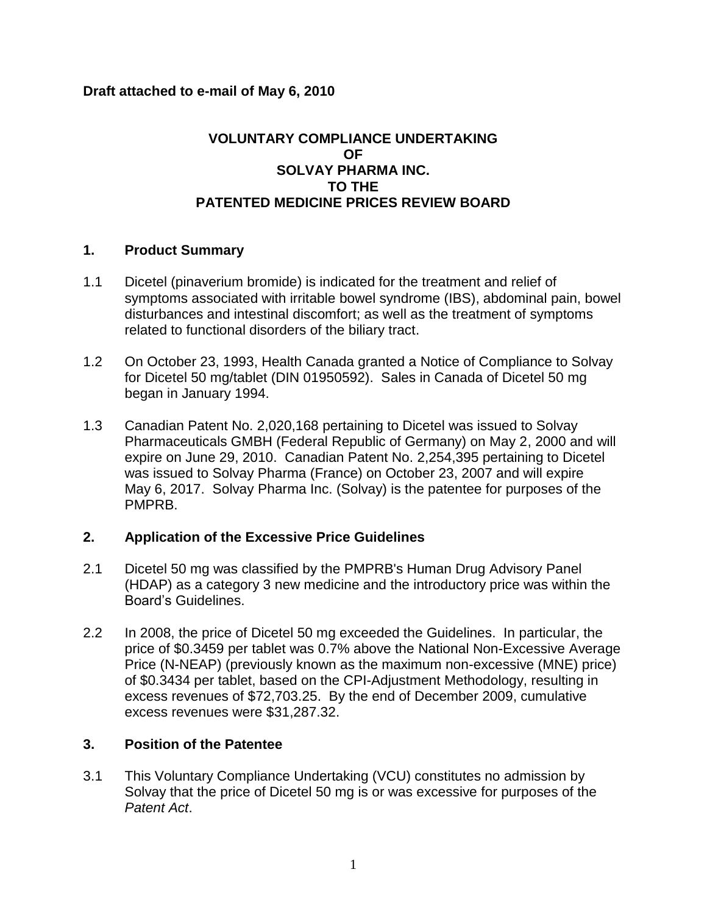**Draft attached to e-mail of May 6, 2010**

# VOLUNTARY COMPLIANCE UNDERTAKING OF SOLVAY PHARMA INC. TO THE PATENTED MEDICINE PRICES REVIEW BOARD

## 1. Product Summary

1.1 Dicetel (pinaverium bromide) is indicated for the treatment and relief of symptoms associated with irritable bowel syndrome (IBS), abdominal pain, bowel disturbances and intestinal discomfort; as well as the treatment of symptoms related to functional disorders of the biliary tract.

1.2 On October 23, 1993, Health Canada granted a Notice of Compliance to Solvay for Dicetel 50 mg/tablet (DIN 01950592). Sales in Canada of Dicetel 50 mg began in January 1994.

1.3 Canadian Patent No. 2,020,168 pertaining to Dicetel was issued to Solvay Pharmaceuticals GMBH (Federal Republic of Germany) on May 2, 2000 and will expire on June 29, 2010. Canadian Patent No. 2,254,395 pertaining to Dicetel was issued to Solvay Pharma (France) on October 23, 2007 and will expire May 6, 2017. Solvay Pharma Inc. (Solvay) is the patentee for purposes of the PMPRB.

## 2. Application of the Excessive Price Guidelines

2.1 Dicetel 50 mg was classified by the PMPRB's Human Drug Advisory Panel (HDAP) as a category 3 new medicine and the introductory price was within the Board's Guidelines.

2.2 In 2008, the price of Dicetel 50 mg exceeded the Guidelines. In particular, the price of $0.3459 per tablet was 0.7% above the National Non-Excessive Average Price (N-NEAP) (previously known as the maximum non-excessive (MNE) price) of $0.3434 per tablet, based on the CPI-Adjustment Methodology, resulting in excess revenues of $72,703.25. By the end of December 2009, cumulative excess revenues were $31,287.32.

## 3. Position of the Patentee

3.1 This Voluntary Compliance Undertaking (VCU) constitutes no admission by Solvay that the price of Dicetel 50 mg is or was excessive for purposes of the *Patent Act*.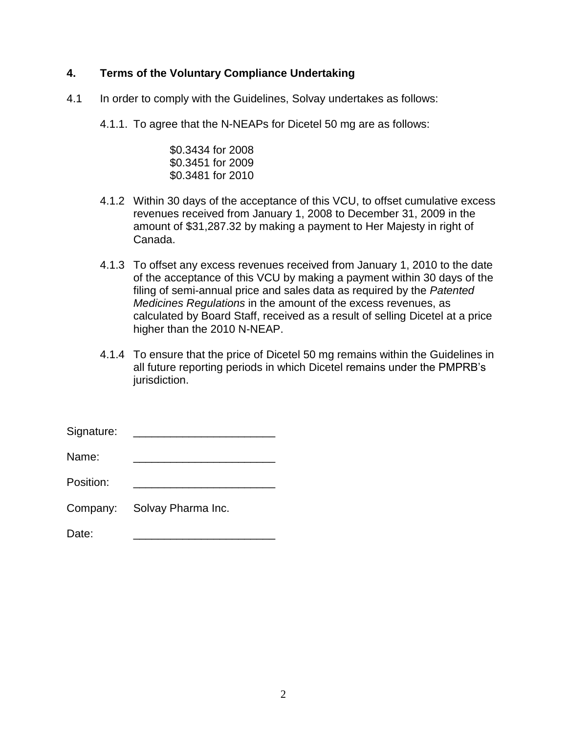## 4. Terms of the Voluntary Compliance Undertaking

4.1 In order to comply with the Guidelines, Solvay undertakes as follows:

4.1.1. To agree that the N-NEAPs for Dicetel 50 mg are as follows:

$0.3434 for 2008
$0.3451 for 2009
$0.3481 for 2010

4.1.2 Within 30 days of the acceptance of this VCU, to offset cumulative excess revenues received from January 1, 2008 to December 31, 2009 in the amount of $31,287.32 by making a payment to Her Majesty in right of Canada.

4.1.3 To offset any excess revenues received from January 1, 2010 to the date of the acceptance of this VCU by making a payment within 30 days of the filing of semi-annual price and sales data as required by the *Patented Medicines Regulations* in the amount of the excess revenues, as calculated by Board Staff, received as a result of selling Dicetel at a price higher than the 2010 N-NEAP.

4.1.4 To ensure that the price of Dicetel 50 mg remains within the Guidelines in all future reporting periods in which Dicetel remains under the PMPRB's jurisdiction.

Signature: ______________________

Name: ______________________

Position: ______________________

Company: Solvay Pharma Inc.

Date: ______________________